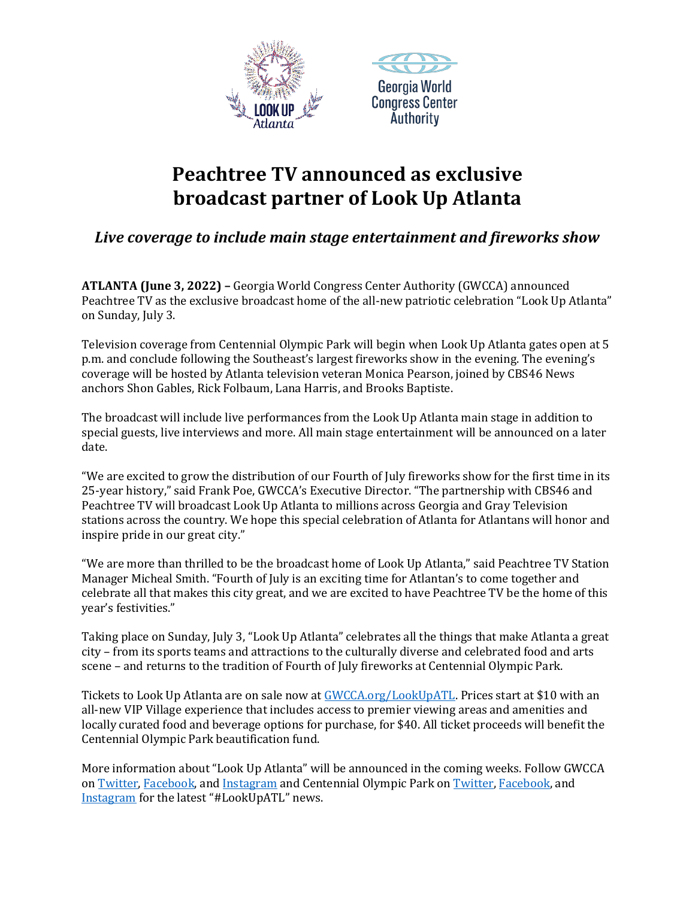# Peachtree TV announced as exclusive broadcast partner of Look Up Atlanta

### *Live coverage to include main stage entertainment and fireworks show*

**ATLANTA (June 3, 2022) –** Georgia World Congress Center Authority (GWCCA) announced Peachtree TV as the exclusive broadcast home of the all-new patriotic celebration "Look Up Atlanta" on Sunday, July 3.

Television coverage from Centennial Olympic Park will begin when Look Up Atlanta gates open at 5 p.m. and conclude following the Southeast's largest fireworks show in the evening. The evening's coverage will be hosted by Atlanta television veteran Monica Pearson, joined by CBS46 News anchors Shon Gables, Rick Folbaum, Lana Harris, and Brooks Baptiste.

The broadcast will include live performances from the Look Up Atlanta main stage in addition to special guests, live interviews and more. All main stage entertainment will be announced on a later date.

"We are excited to grow the distribution of our Fourth of July fireworks show for the first time in its 25-year history," said Frank Poe, GWCCA's Executive Director. "The partnership with CBS46 and Peachtree TV will broadcast Look Up Atlanta to millions across Georgia and Gray Television stations across the country. We hope this special celebration of Atlanta for Atlantans will honor and inspire pride in our great city."

"We are more than thrilled to be the broadcast home of Look Up Atlanta," said Peachtree TV Station Manager Micheal Smith. "Fourth of July is an exciting time for Atlantan's to come together and celebrate all that makes this city great, and we are excited to have Peachtree TV be the home of this year's festivities."

Taking place on Sunday, July 3, "Look Up Atlanta" celebrates all the things that make Atlanta a great city – from its sports teams and attractions to the culturally diverse and celebrated food and arts scene – and returns to the tradition of Fourth of July fireworks at Centennial Olympic Park.

Tickets to Look Up Atlanta are on sale now at GWCCA.org/LookUpATL. Prices start at $10 with an all-new VIP Village experience that includes access to premier viewing areas and amenities and locally curated food and beverage options for purchase, for $40. All ticket proceeds will benefit the Centennial Olympic Park beautification fund.

More information about "Look Up Atlanta" will be announced in the coming weeks. Follow GWCCA on Twitter, Facebook, and Instagram and Centennial Olympic Park on Twitter, Facebook, and Instagram for the latest "#LookUpATL" news.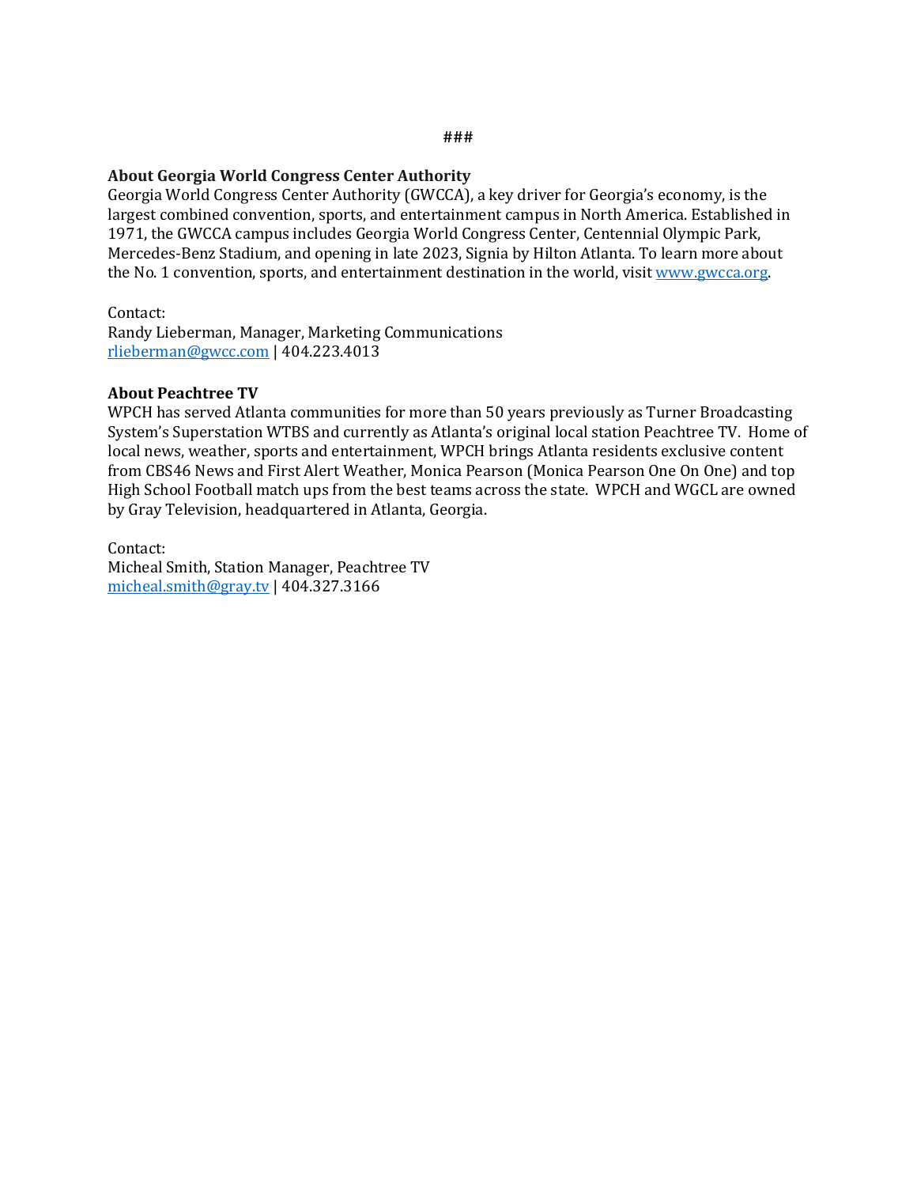###

**About Georgia World Congress Center Authority**
Georgia World Congress Center Authority (GWCCA), a key driver for Georgia's economy, is the largest combined convention, sports, and entertainment campus in North America. Established in 1971, the GWCCA campus includes Georgia World Congress Center, Centennial Olympic Park, Mercedes-Benz Stadium, and opening in late 2023, Signia by Hilton Atlanta. To learn more about the No. 1 convention, sports, and entertainment destination in the world, visit www.gwcca.org.

Contact:
Randy Lieberman, Manager, Marketing Communications
rlieberman@gwcc.com | 404.223.4013

**About Peachtree TV**
WPCH has served Atlanta communities for more than 50 years previously as Turner Broadcasting System's Superstation WTBS and currently as Atlanta's original local station Peachtree TV. Home of local news, weather, sports and entertainment, WPCH brings Atlanta residents exclusive content from CBS46 News and First Alert Weather, Monica Pearson (Monica Pearson One On One) and top High School Football match ups from the best teams across the state. WPCH and WGCL are owned by Gray Television, headquartered in Atlanta, Georgia.

Contact:
Micheal Smith, Station Manager, Peachtree TV
micheal.smith@gray.tv | 404.327.3166